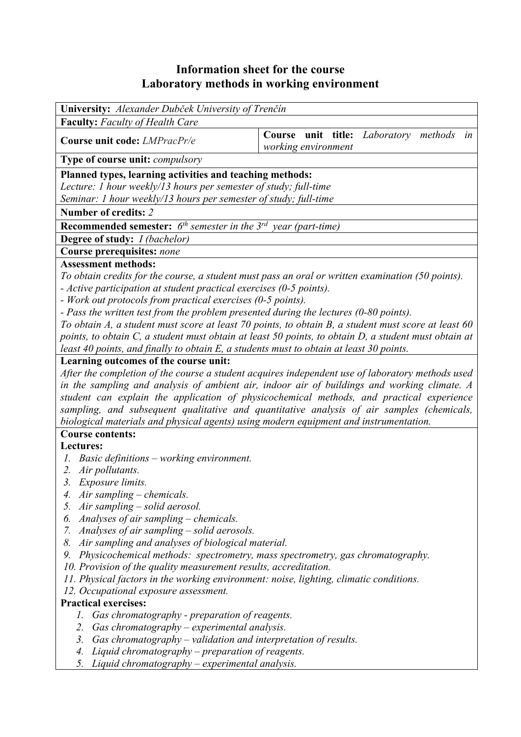# Information sheet for the course
# Laboratory methods in working environment

**University:** *Alexander Dubček University of Trenčín*

**Faculty:** *Faculty of Health Care*

| **Course unit code:** *LMPracPr/e* | **Course unit title:** *Laboratory methods in working environment* |
|---|---|

**Type of course unit:** *compulsory*

**Planned types, learning activities and teaching methods:**
*Lecture: 1 hour weekly/13 hours per semester of study; full-time*
*Seminar: 1 hour weekly/13 hours per semester of study; full-time*

**Number of credits:** *2*

**Recommended semester:** *6th semester in the 3rd year (part-time)*

**Degree of study:** *I (bachelor)*

**Course prerequisites:** *none*

**Assessment methods:**
*To obtain credits for the course, a student must pass an oral or written examination (50 points).*
*- Active participation at student practical exercises (0-5 points).*
*- Work out protocols from practical exercises (0-5 points).*
*- Pass the written test from the problem presented during the lectures (0-80 points).*
*To obtain A, a student must score at least 70 points, to obtain B, a student must score at least 60 points, to obtain C, a student must obtain at least 50 points, to obtain D, a student must obtain at least 40 points, and finally to obtain E, a students must to obtain at least 30 points.*

**Learning outcomes of the course unit:**
*After the completion of the course a student acquires independent use of laboratory methods used in the sampling and analysis of ambient air, indoor air of buildings and working climate. A student can explain the application of physicochemical methods, and practical experience sampling, and subsequent qualitative and quantitative analysis of air samples (chemicals, biological materials and physical agents) using modern equipment and instrumentation.*

**Course contents:**

**Lectures:**

1. *Basic definitions – working environment.*
2. *Air pollutants.*
3. *Exposure limits.*
4. *Air sampling – chemicals.*
5. *Air sampling – solid aerosol.*
6. *Analyses of air sampling – chemicals.*
7. *Analyses of air sampling – solid aerosols.*
8. *Air sampling and analyses of biological material.*
9. *Physicochemical methods: spectrometry, mass spectrometry, gas chromatography.*
10. *Provision of the quality measurement results, accreditation.*
11. *Physical factors in the working environment: noise, lighting, climatic conditions.*
12. *Occupational exposure assessment.*

**Practical exercises:**

1. *Gas chromatography - preparation of reagents.*
2. *Gas chromatography – experimental analysis.*
3. *Gas chromatography – validation and interpretation of results.*
4. *Liquid chromatography – preparation of reagents.*
5. *Liquid chromatography – experimental analysis.*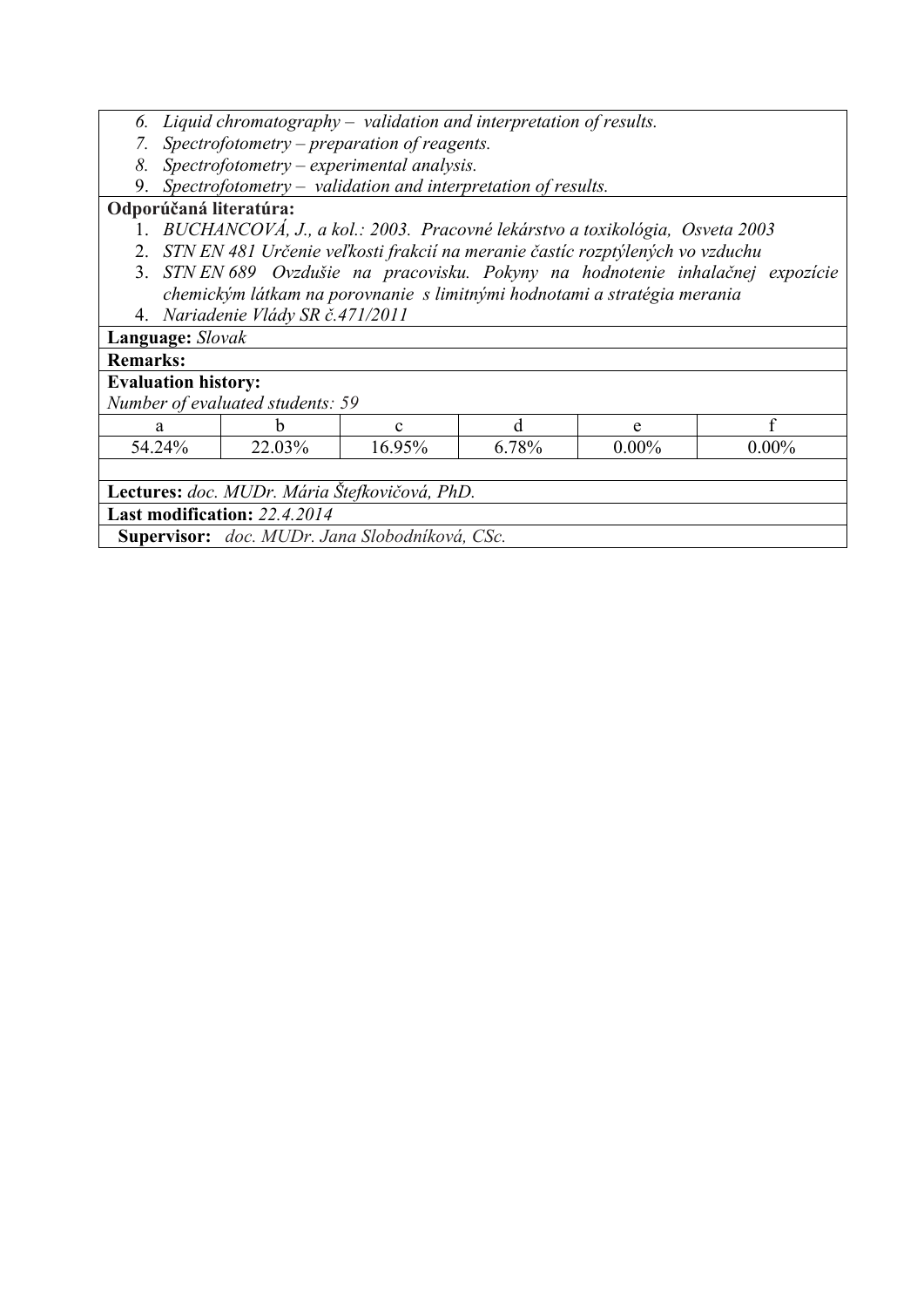6. *Liquid chromatography – validation and interpretation of results.*
7. *Spectrofotometry – preparation of reagents.*
8. *Spectrofotometry – experimental analysis.*
9. *Spectrofotometry – validation and interpretation of results.*

**Odporúčaná literatúra:**

1. *BUCHANCOVÁ, J., a kol.: 2003. Pracovné lekárstvo a toxikológia, Osveta 2003*
2. *STN EN 481 Určenie veľkosti frakcií na meranie častíc rozptýlených vo vzduchu*
3. *STN EN 689 Ovzdušie na pracovisku. Pokyny na hodnotenie inhalačnej expozície chemickým látkam na porovnanie s limitnými hodnotami a stratégia merania*
4. *Nariadenie Vlády SR č.471/2011*

**Language:** *Slovak*

**Remarks:**

**Evaluation history:**
*Number of evaluated students: 59*

| a | b | c | d | e | f |
|---|---|---|---|---|---|
| 54.24% | 22.03% | 16.95% | 6.78% | 0.00% | 0.00% |

**Lectures:** *doc. MUDr. Mária Štefkovičová, PhD.*

**Last modification:** *22.4.2014*

**Supervisor:** *doc. MUDr. Jana Slobodníková, CSc.*